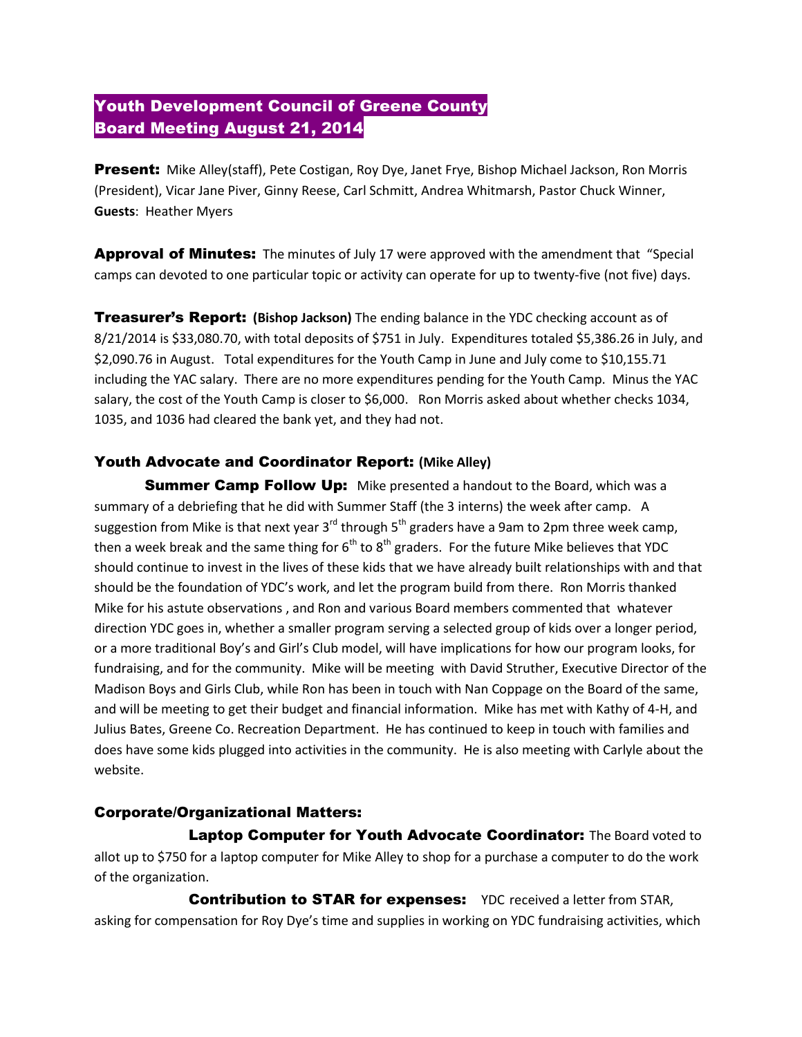# Youth Development Council of Greene County
# Board Meeting August 21, 2014

**Present:** Mike Alley(staff), Pete Costigan, Roy Dye, Janet Frye, Bishop Michael Jackson, Ron Morris (President), Vicar Jane Piver, Ginny Reese, Carl Schmitt, Andrea Whitmarsh, Pastor Chuck Winner, **Guests**: Heather Myers

**Approval of Minutes:** The minutes of July 17 were approved with the amendment that "Special camps can devoted to one particular topic or activity can operate for up to twenty-five (not five) days.

**Treasurer's Report:** **(Bishop Jackson)** The ending balance in the YDC checking account as of 8/21/2014 is $33,080.70, with total deposits of $751 in July. Expenditures totaled $5,386.26 in July, and $2,090.76 in August. Total expenditures for the Youth Camp in June and July come to $10,155.71 including the YAC salary. There are no more expenditures pending for the Youth Camp. Minus the YAC salary, the cost of the Youth Camp is closer to $6,000. Ron Morris asked about whether checks 1034, 1035, and 1036 had cleared the bank yet, and they had not.

### Youth Advocate and Coordinator Report: (Mike Alley)

**Summer Camp Follow Up:** Mike presented a handout to the Board, which was a summary of a debriefing that he did with Summer Staff (the 3 interns) the week after camp. A suggestion from Mike is that next year 3rd through 5th graders have a 9am to 2pm three week camp, then a week break and the same thing for 6th to 8th graders. For the future Mike believes that YDC should continue to invest in the lives of these kids that we have already built relationships with and that should be the foundation of YDC's work, and let the program build from there. Ron Morris thanked Mike for his astute observations , and Ron and various Board members commented that whatever direction YDC goes in, whether a smaller program serving a selected group of kids over a longer period, or a more traditional Boy's and Girl's Club model, will have implications for how our program looks, for fundraising, and for the community. Mike will be meeting with David Struther, Executive Director of the Madison Boys and Girls Club, while Ron has been in touch with Nan Coppage on the Board of the same, and will be meeting to get their budget and financial information. Mike has met with Kathy of 4-H, and Julius Bates, Greene Co. Recreation Department. He has continued to keep in touch with families and does have some kids plugged into activities in the community. He is also meeting with Carlyle about the website.

### Corporate/Organizational Matters:

**Laptop Computer for Youth Advocate Coordinator:** The Board voted to allot up to $750 for a laptop computer for Mike Alley to shop for a purchase a computer to do the work of the organization.

**Contribution to STAR for expenses:** YDC received a letter from STAR, asking for compensation for Roy Dye's time and supplies in working on YDC fundraising activities, which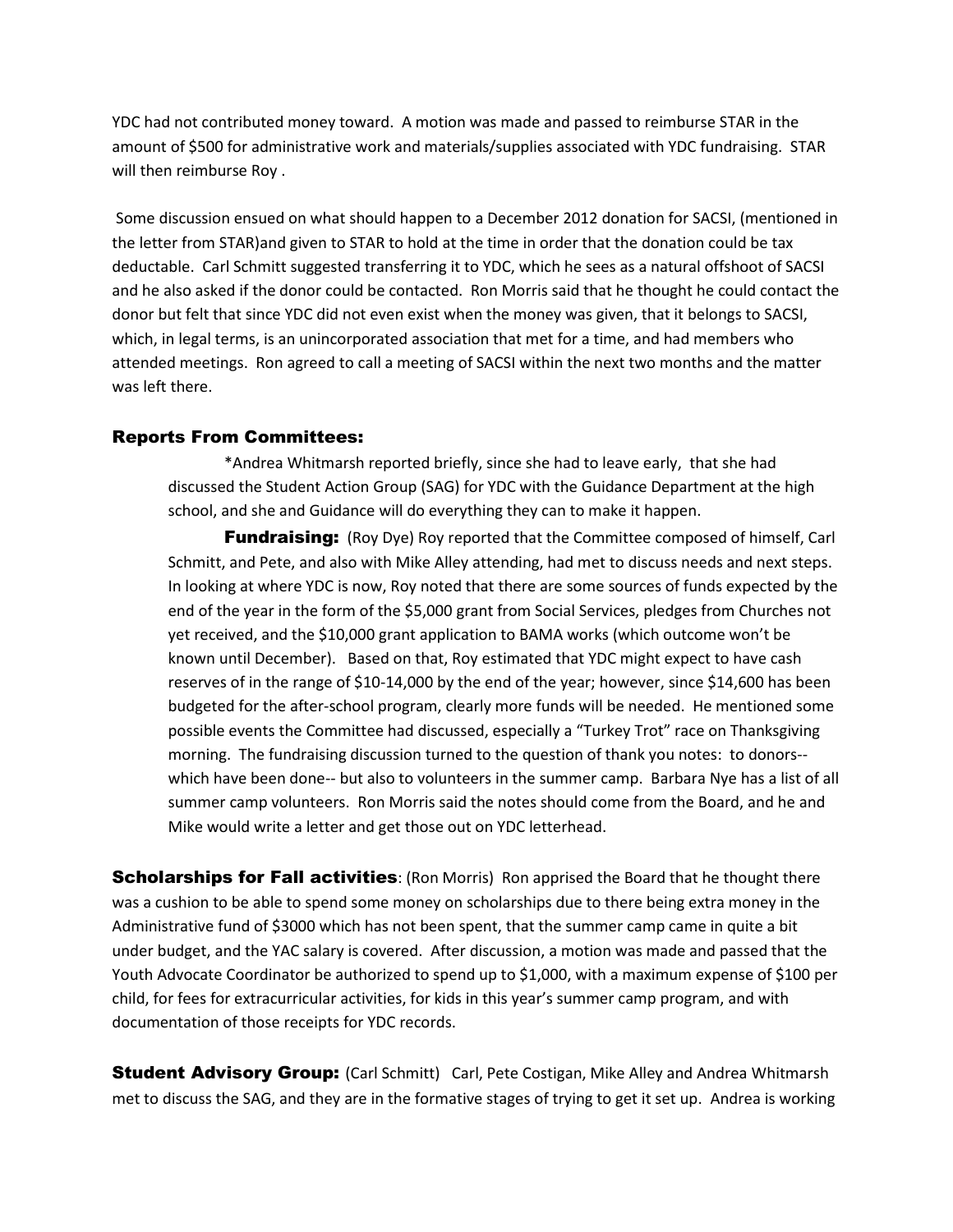YDC had not contributed money toward. A motion was made and passed to reimburse STAR in the amount of $500 for administrative work and materials/supplies associated with YDC fundraising. STAR will then reimburse Roy .

Some discussion ensued on what should happen to a December 2012 donation for SACSI, (mentioned in the letter from STAR)and given to STAR to hold at the time in order that the donation could be tax deductable. Carl Schmitt suggested transferring it to YDC, which he sees as a natural offshoot of SACSI and he also asked if the donor could be contacted. Ron Morris said that he thought he could contact the donor but felt that since YDC did not even exist when the money was given, that it belongs to SACSI, which, in legal terms, is an unincorporated association that met for a time, and had members who attended meetings. Ron agreed to call a meeting of SACSI within the next two months and the matter was left there.

### Reports From Committees:

*Andrea Whitmarsh reported briefly, since she had to leave early, that she had discussed the Student Action Group (SAG) for YDC with the Guidance Department at the high school, and she and Guidance will do everything they can to make it happen.

**Fundraising:** (Roy Dye) Roy reported that the Committee composed of himself, Carl Schmitt, and Pete, and also with Mike Alley attending, had met to discuss needs and next steps. In looking at where YDC is now, Roy noted that there are some sources of funds expected by the end of the year in the form of the $5,000 grant from Social Services, pledges from Churches not yet received, and the $10,000 grant application to BAMA works (which outcome won't be known until December). Based on that, Roy estimated that YDC might expect to have cash reserves of in the range of $10-14,000 by the end of the year; however, since $14,600 has been budgeted for the after-school program, clearly more funds will be needed. He mentioned some possible events the Committee had discussed, especially a "Turkey Trot" race on Thanksgiving morning. The fundraising discussion turned to the question of thank you notes: to donors--which have been done-- but also to volunteers in the summer camp. Barbara Nye has a list of all summer camp volunteers. Ron Morris said the notes should come from the Board, and he and Mike would write a letter and get those out on YDC letterhead.

**Scholarships for Fall activities**: (Ron Morris) Ron apprised the Board that he thought there was a cushion to be able to spend some money on scholarships due to there being extra money in the Administrative fund of $3000 which has not been spent, that the summer camp came in quite a bit under budget, and the YAC salary is covered. After discussion, a motion was made and passed that the Youth Advocate Coordinator be authorized to spend up to $1,000, with a maximum expense of $100 per child, for fees for extracurricular activities, for kids in this year's summer camp program, and with documentation of those receipts for YDC records.

**Student Advisory Group:** (Carl Schmitt) Carl, Pete Costigan, Mike Alley and Andrea Whitmarsh met to discuss the SAG, and they are in the formative stages of trying to get it set up. Andrea is working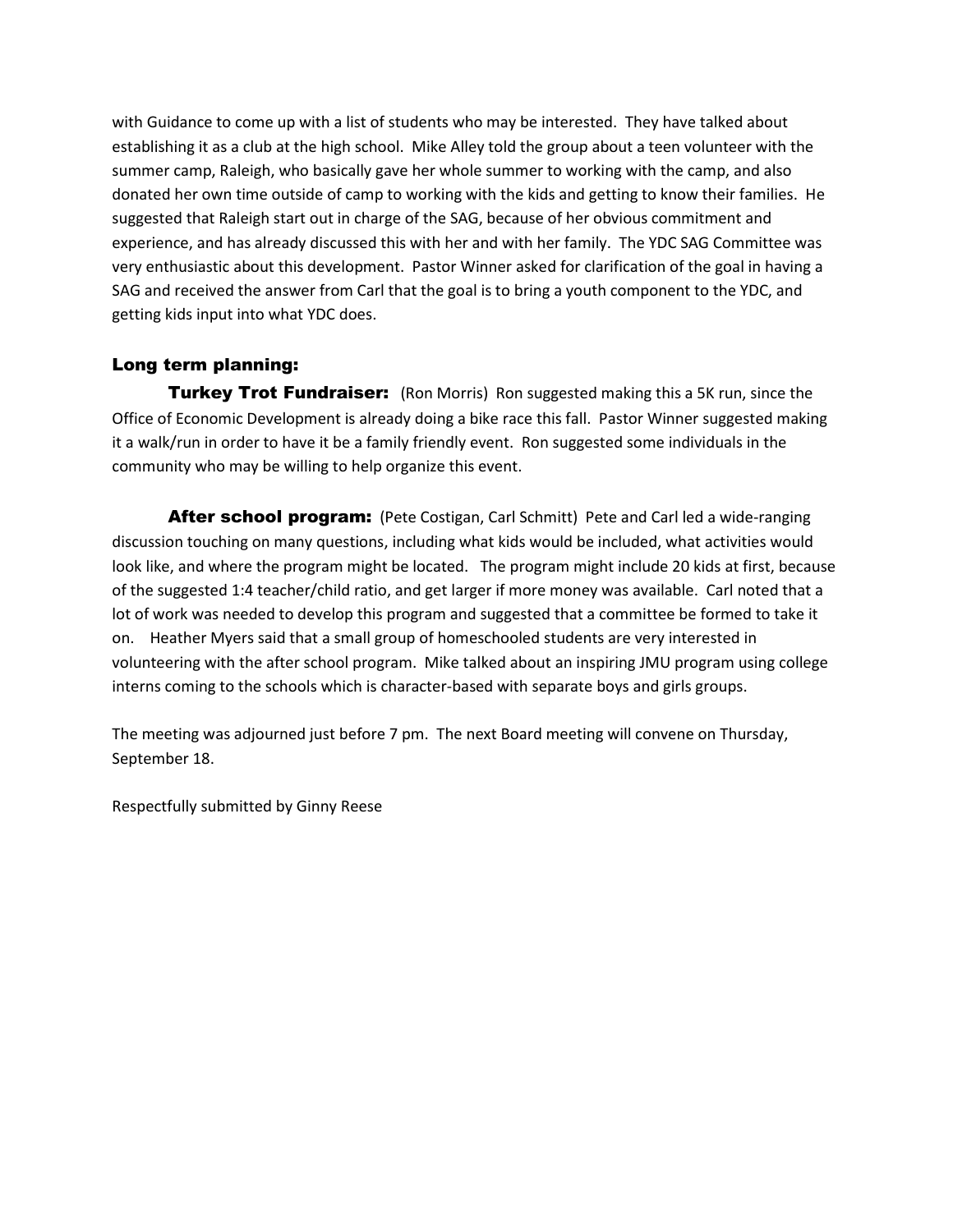with Guidance to come up with a list of students who may be interested. They have talked about establishing it as a club at the high school. Mike Alley told the group about a teen volunteer with the summer camp, Raleigh, who basically gave her whole summer to working with the camp, and also donated her own time outside of camp to working with the kids and getting to know their families. He suggested that Raleigh start out in charge of the SAG, because of her obvious commitment and experience, and has already discussed this with her and with her family. The YDC SAG Committee was very enthusiastic about this development. Pastor Winner asked for clarification of the goal in having a SAG and received the answer from Carl that the goal is to bring a youth component to the YDC, and getting kids input into what YDC does.

## Long term planning:

**Turkey Trot Fundraiser:** (Ron Morris) Ron suggested making this a 5K run, since the Office of Economic Development is already doing a bike race this fall. Pastor Winner suggested making it a walk/run in order to have it be a family friendly event. Ron suggested some individuals in the community who may be willing to help organize this event.

**After school program:** (Pete Costigan, Carl Schmitt) Pete and Carl led a wide-ranging discussion touching on many questions, including what kids would be included, what activities would look like, and where the program might be located. The program might include 20 kids at first, because of the suggested 1:4 teacher/child ratio, and get larger if more money was available. Carl noted that a lot of work was needed to develop this program and suggested that a committee be formed to take it on. Heather Myers said that a small group of homeschooled students are very interested in volunteering with the after school program. Mike talked about an inspiring JMU program using college interns coming to the schools which is character-based with separate boys and girls groups.

The meeting was adjourned just before 7 pm. The next Board meeting will convene on Thursday, September 18.

Respectfully submitted by Ginny Reese